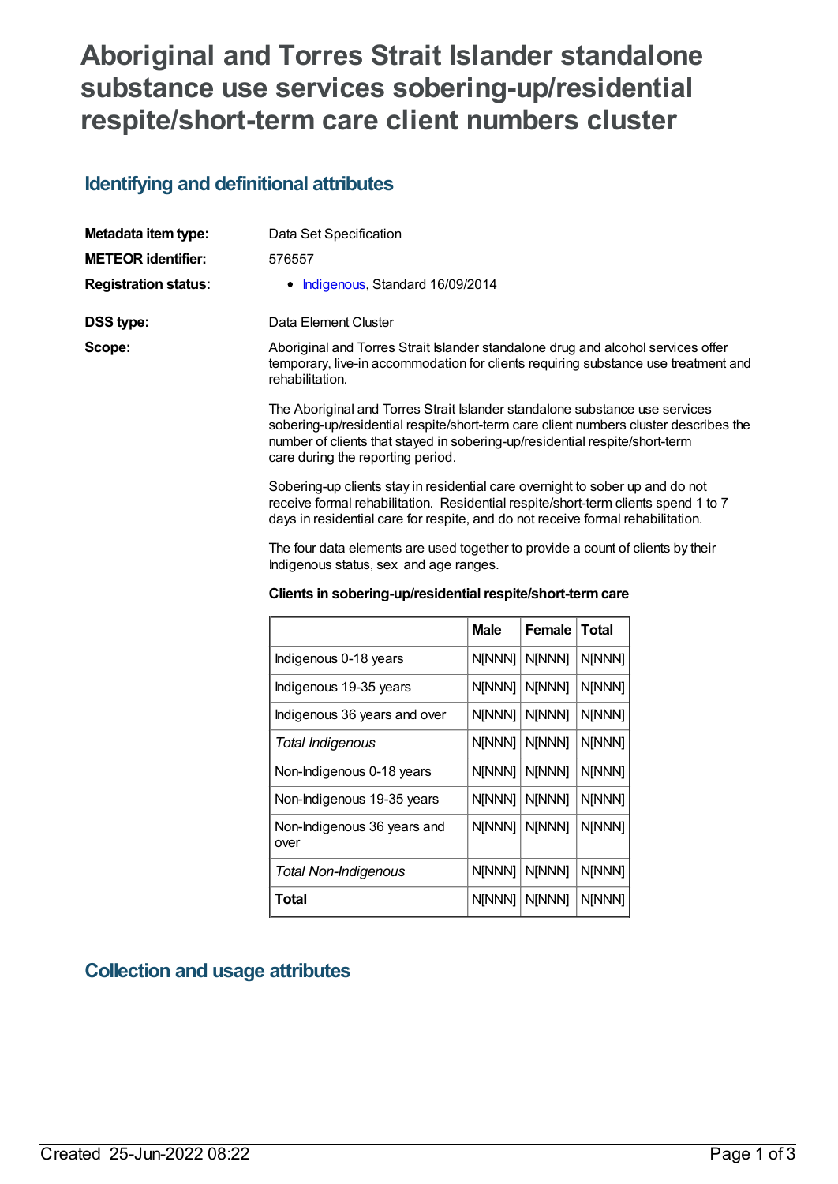# Aboriginal and Torres Strait Islander standalone substance use services sobering-up/residential respite/short-term care client numbers cluster

## Identifying and definitional attributes

**Metadata item type:** Data Set Specification

**METEOR identifier:** 576557

**Registration status:**

- Indigenous, Standard 16/09/2014

**DSS type:** Data Element Cluster

**Scope:** Aboriginal and Torres Strait Islander standalone drug and alcohol services offer temporary, live-in accommodation for clients requiring substance use treatment and rehabilitation.

The Aboriginal and Torres Strait Islander standalone substance use services sobering-up/residential respite/short-term care client numbers cluster describes the number of clients that stayed in sobering-up/residential respite/short-term care during the reporting period.

Sobering-up clients stay in residential care overnight to sober up and do not receive formal rehabilitation. Residential respite/short-term clients spend 1 to 7 days in residential care for respite, and do not receive formal rehabilitation.

The four data elements are used together to provide a count of clients by their Indigenous status, sex and age ranges.

**Clients in sobering-up/residential respite/short-term care**

| | Male | Female | Total |
|---|---|---|---|
| Indigenous 0-18 years | N[NNN] | N[NNN] | N[NNN] |
| Indigenous 19-35 years | N[NNN] | N[NNN] | N[NNN] |
| Indigenous 36 years and over | N[NNN] | N[NNN] | N[NNN] |
| *Total Indigenous* | N[NNN] | N[NNN] | N[NNN] |
| Non-Indigenous 0-18 years | N[NNN] | N[NNN] | N[NNN] |
| Non-Indigenous 19-35 years | N[NNN] | N[NNN] | N[NNN] |
| Non-Indigenous 36 years and over | N[NNN] | N[NNN] | N[NNN] |
| *Total Non-Indigenous* | N[NNN] | N[NNN] | N[NNN] |
| **Total** | N[NNN] | N[NNN] | N[NNN] |

## Collection and usage attributes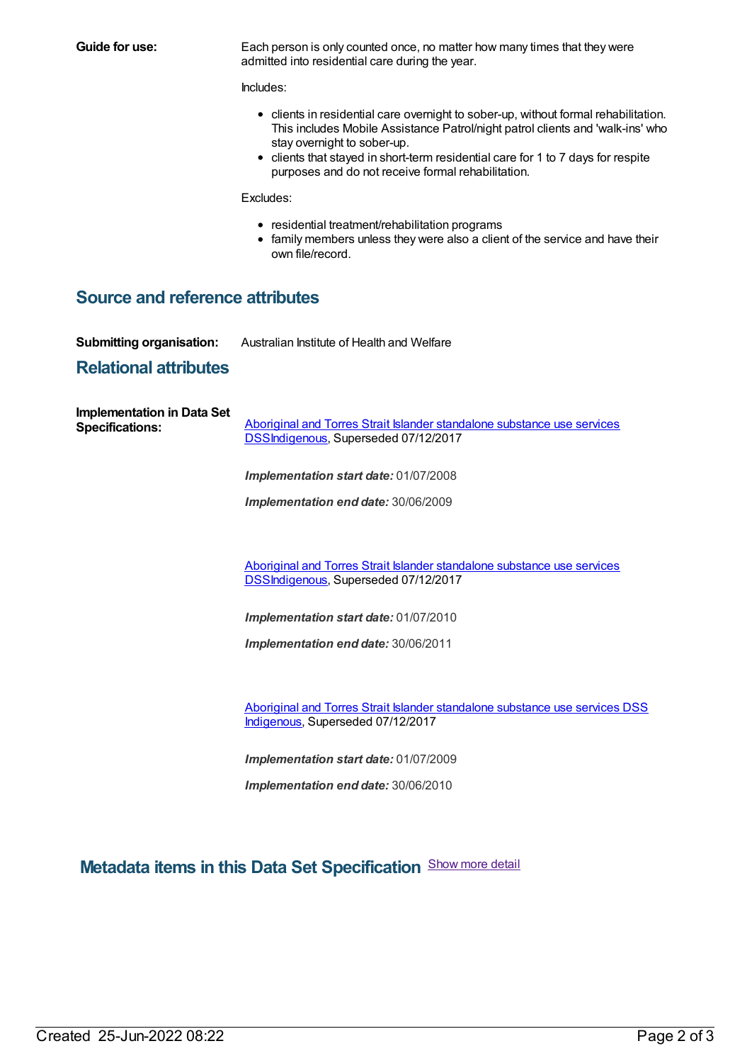**Guide for use:**

Each person is only counted once, no matter how many times that they were admitted into residential care during the year.

Includes:

- clients in residential care overnight to sober-up, without formal rehabilitation. This includes Mobile Assistance Patrol/night patrol clients and 'walk-ins' who stay overnight to sober-up.
- clients that stayed in short-term residential care for 1 to 7 days for respite purposes and do not receive formal rehabilitation.

Excludes:

- residential treatment/rehabilitation programs
- family members unless they were also a client of the service and have their own file/record.

## Source and reference attributes

**Submitting organisation:** Australian Institute of Health and Welfare

## Relational attributes

**Implementation in Data Set Specifications:**

Aboriginal and Torres Strait Islander standalone substance use services DSSIndigenous, Superseded 07/12/2017

***Implementation start date:*** 01/07/2008

***Implementation end date:*** 30/06/2009

Aboriginal and Torres Strait Islander standalone substance use services DSSIndigenous, Superseded 07/12/2017

***Implementation start date:*** 01/07/2010

***Implementation end date:*** 30/06/2011

Aboriginal and Torres Strait Islander standalone substance use services DSS Indigenous, Superseded 07/12/2017

***Implementation start date:*** 01/07/2009

***Implementation end date:*** 30/06/2010

## Metadata items in this Data Set Specification Show more detail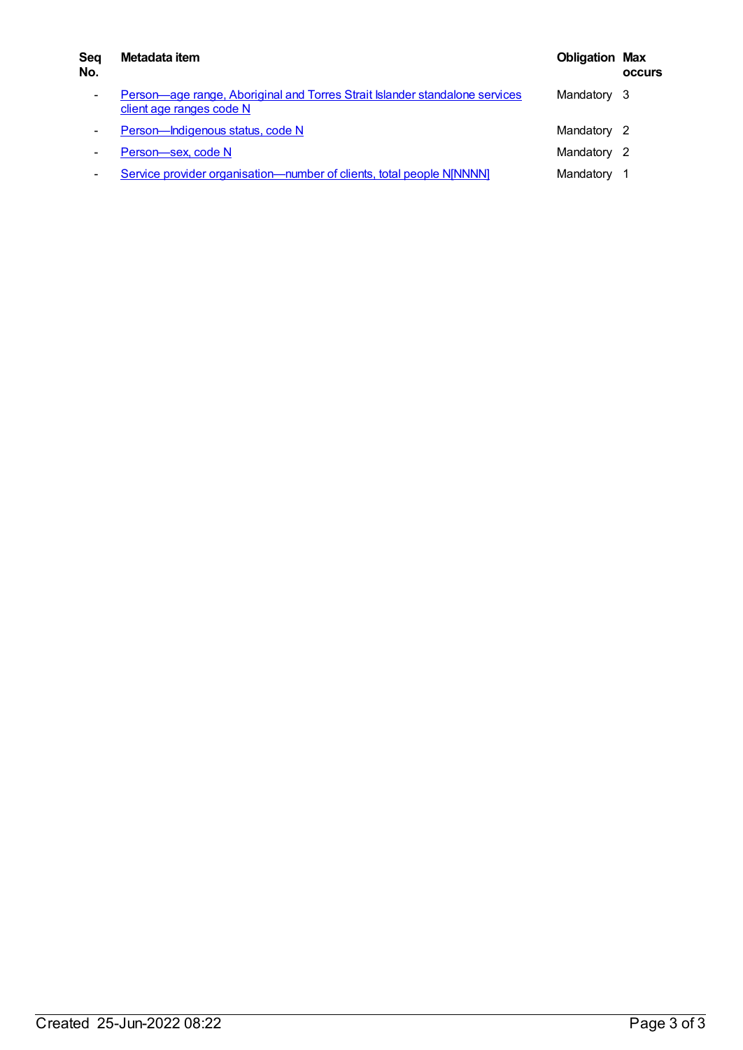| Seq No. | Metadata item | Obligation | Max occurs |
|---|---|---|---|
| - | Person—age range, Aboriginal and Torres Strait Islander standalone services client age ranges code N | Mandatory | 3 |
| - | Person—Indigenous status, code N | Mandatory | 2 |
| - | Person—sex, code N | Mandatory | 2 |
| - | Service provider organisation—number of clients, total people N[NNNN] | Mandatory | 1 |